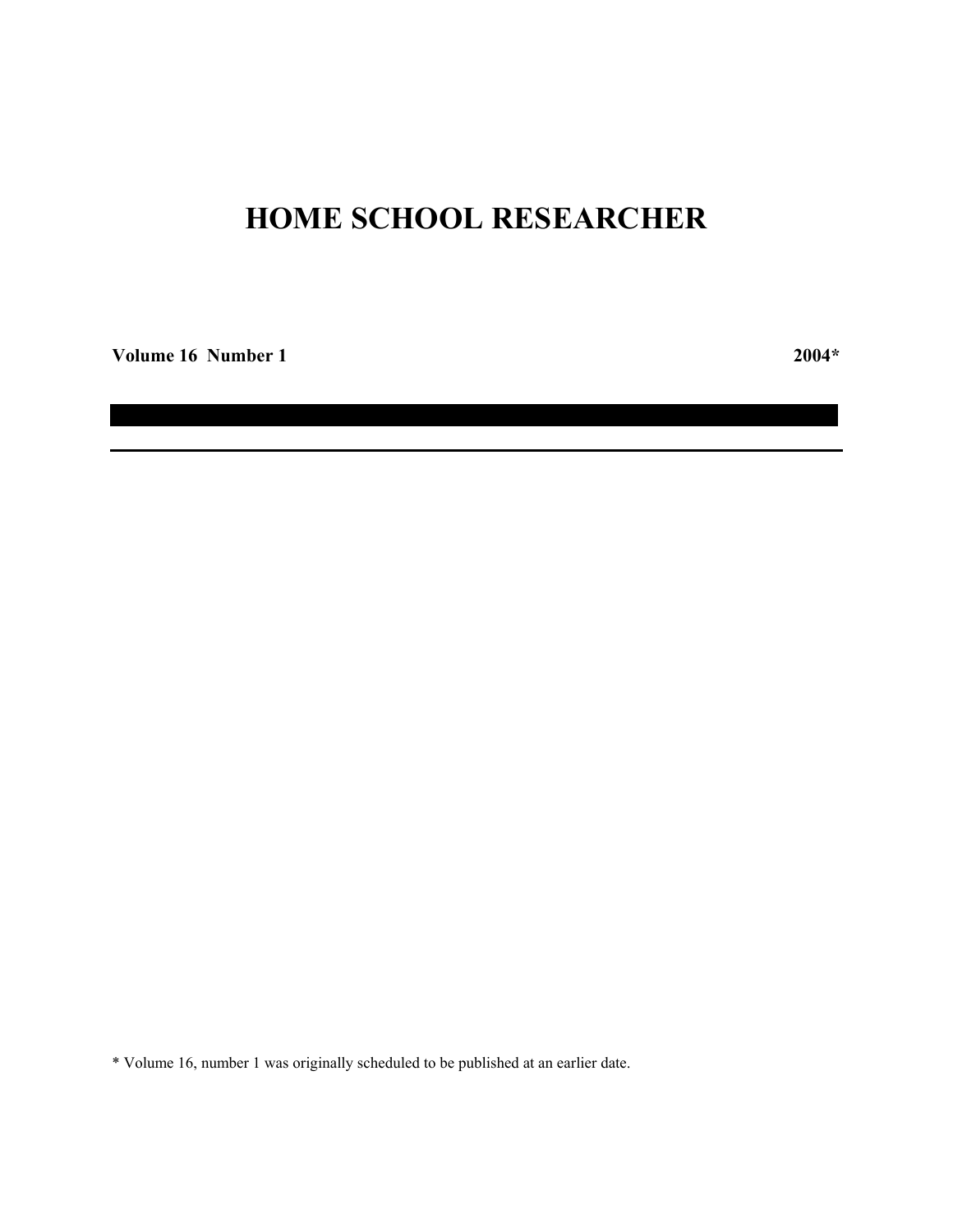# HOME SCHOOL RESEARCHER

**Volume 16 Number 1** **2004***

---

* Volume 16, number 1 was originally scheduled to be published at an earlier date.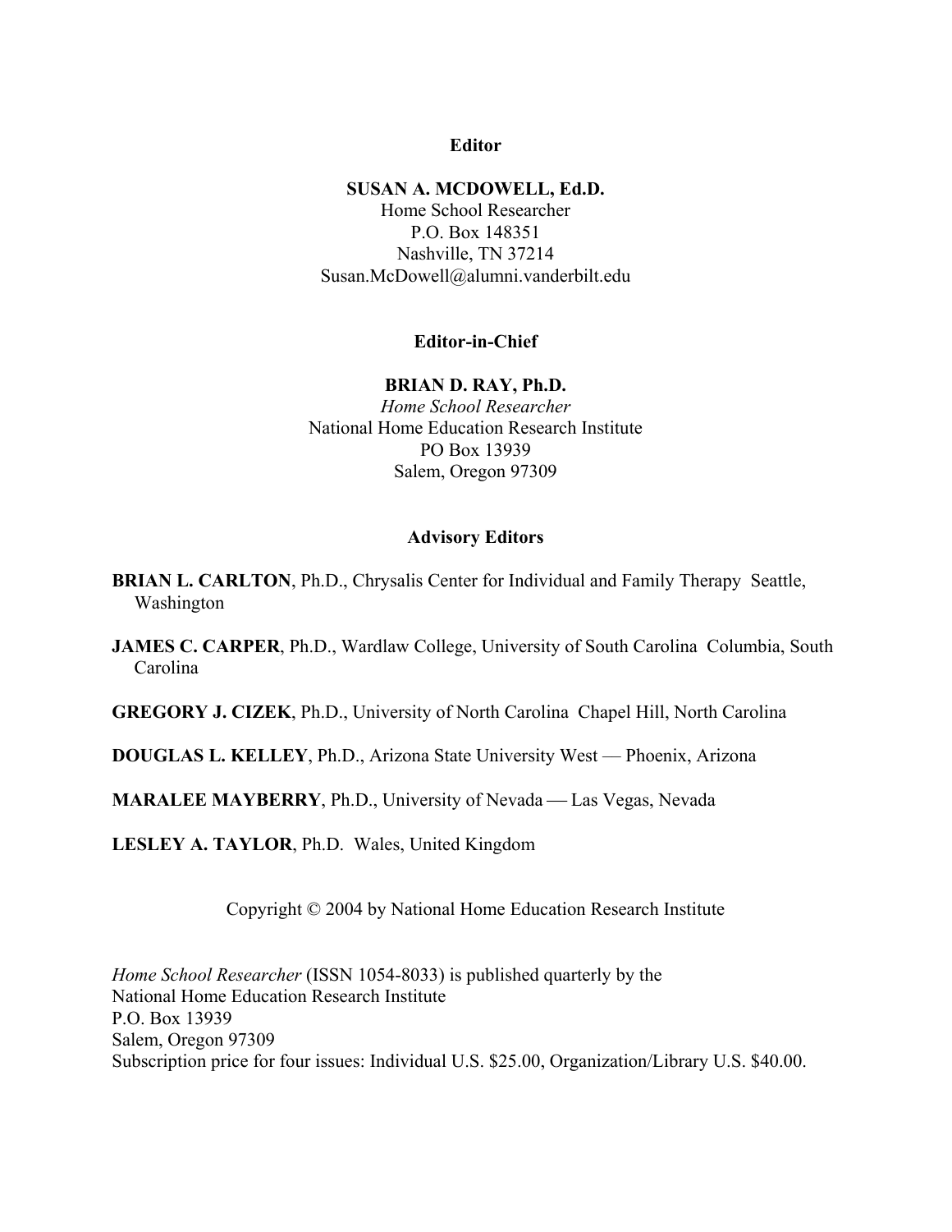**Editor**

**SUSAN A. MCDOWELL, Ed.D.**
Home School Researcher
P.O. Box 148351
Nashville, TN 37214
Susan.McDowell@alumni.vanderbilt.edu

**Editor-in-Chief**

**BRIAN D. RAY, Ph.D.**
*Home School Researcher*
National Home Education Research Institute
PO Box 13939
Salem, Oregon 97309

**Advisory Editors**

**BRIAN L. CARLTON**, Ph.D., Chrysalis Center for Individual and Family Therapy Seattle, Washington

**JAMES C. CARPER**, Ph.D., Wardlaw College, University of South Carolina Columbia, South Carolina

**GREGORY J. CIZEK**, Ph.D., University of North Carolina Chapel Hill, North Carolina

**DOUGLAS L. KELLEY**, Ph.D., Arizona State University West — Phoenix, Arizona

**MARALEE MAYBERRY**, Ph.D., University of Nevada — Las Vegas, Nevada

**LESLEY A. TAYLOR**, Ph.D. Wales, United Kingdom

Copyright © 2004 by National Home Education Research Institute

*Home School Researcher* (ISSN 1054-8033) is published quarterly by the
National Home Education Research Institute
P.O. Box 13939
Salem, Oregon 97309
Subscription price for four issues: Individual U.S. $25.00, Organization/Library U.S. $40.00.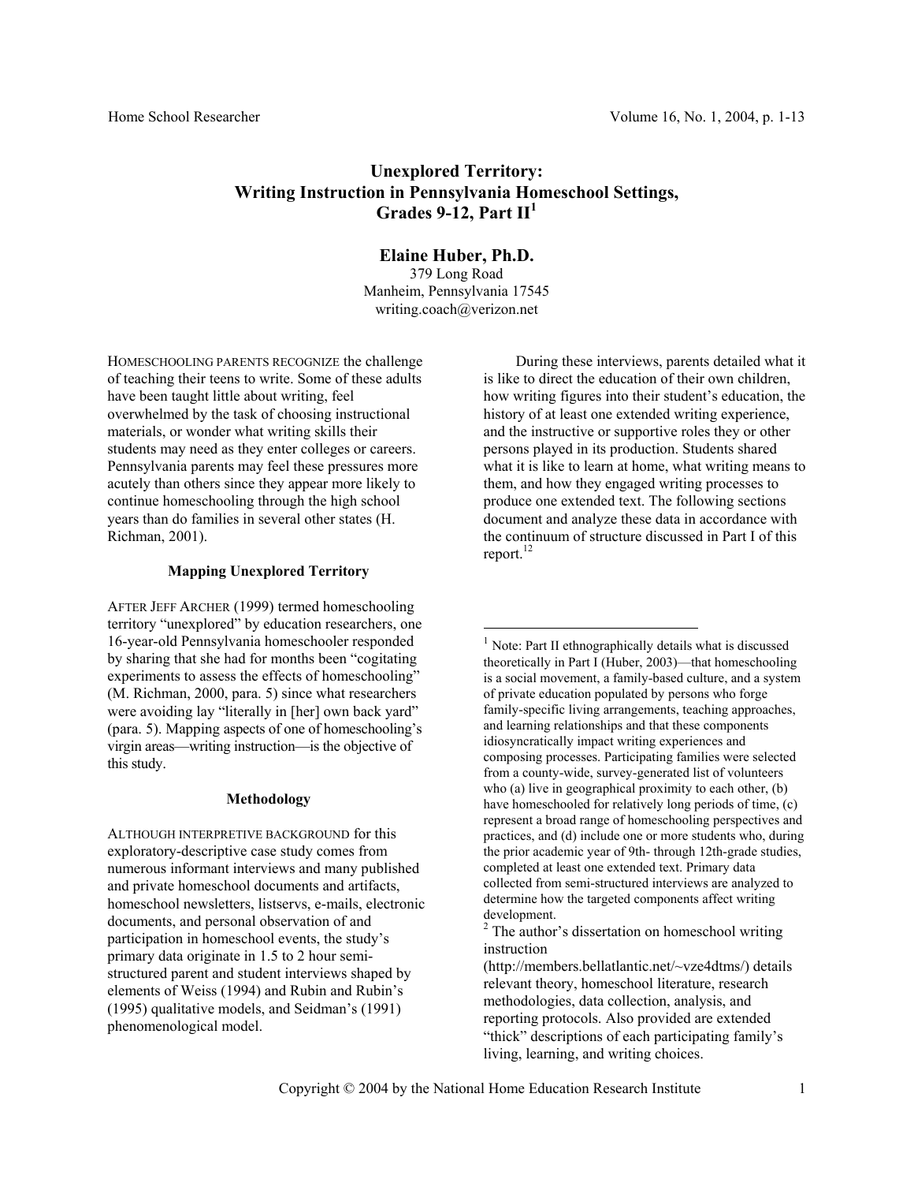# Unexplored Territory: Writing Instruction in Pennsylvania Homeschool Settings, Grades 9-12, Part II[1]

**Elaine Huber, Ph.D.**
379 Long Road
Manheim, Pennsylvania 17545
writing.coach@verizon.net

HOMESCHOOLING PARENTS RECOGNIZE the challenge of teaching their teens to write. Some of these adults have been taught little about writing, feel overwhelmed by the task of choosing instructional materials, or wonder what writing skills their students may need as they enter colleges or careers. Pennsylvania parents may feel these pressures more acutely than others since they appear more likely to continue homeschooling through the high school years than do families in several other states (H. Richman, 2001).

### Mapping Unexplored Territory

AFTER JEFF ARCHER (1999) termed homeschooling territory "unexplored" by education researchers, one 16-year-old Pennsylvania homeschooler responded by sharing that she had for months been "cogitating experiments to assess the effects of homeschooling" (M. Richman, 2000, para. 5) since what researchers were avoiding lay "literally in [her] own back yard" (para. 5). Mapping aspects of one of homeschooling's virgin areas—writing instruction—is the objective of this study.

### Methodology

ALTHOUGH INTERPRETIVE BACKGROUND for this exploratory-descriptive case study comes from numerous informant interviews and many published and private homeschool documents and artifacts, homeschool newsletters, listservs, e-mails, electronic documents, and personal observation of and participation in homeschool events, the study's primary data originate in 1.5 to 2 hour semi-structured parent and student interviews shaped by elements of Weiss (1994) and Rubin and Rubin's (1995) qualitative models, and Seidman's (1991) phenomenological model.

During these interviews, parents detailed what it is like to direct the education of their own children, how writing figures into their student's education, the history of at least one extended writing experience, and the instructive or supportive roles they or other persons played in its production. Students shared what it is like to learn at home, what writing means to them, and how they engaged writing processes to produce one extended text. The following sections document and analyze these data in accordance with the continuum of structure discussed in Part I of this report.[1][2]

---

[1] Note: Part II ethnographically details what is discussed theoretically in Part I (Huber, 2003)—that homeschooling is a social movement, a family-based culture, and a system of private education populated by persons who forge family-specific living arrangements, teaching approaches, and learning relationships and that these components idiosyncratically impact writing experiences and composing processes. Participating families were selected from a county-wide, survey-generated list of volunteers who (a) live in geographical proximity to each other, (b) have homeschooled for relatively long periods of time, (c) represent a broad range of homeschooling perspectives and practices, and (d) include one or more students who, during the prior academic year of 9th- through 12th-grade studies, completed at least one extended text. Primary data collected from semi-structured interviews are analyzed to determine how the targeted components affect writing development.

[2] The author's dissertation on homeschool writing instruction (http://members.bellatlantic.net/~vze4dtms/) details relevant theory, homeschool literature, research methodologies, data collection, analysis, and reporting protocols. Also provided are extended "thick" descriptions of each participating family's living, learning, and writing choices.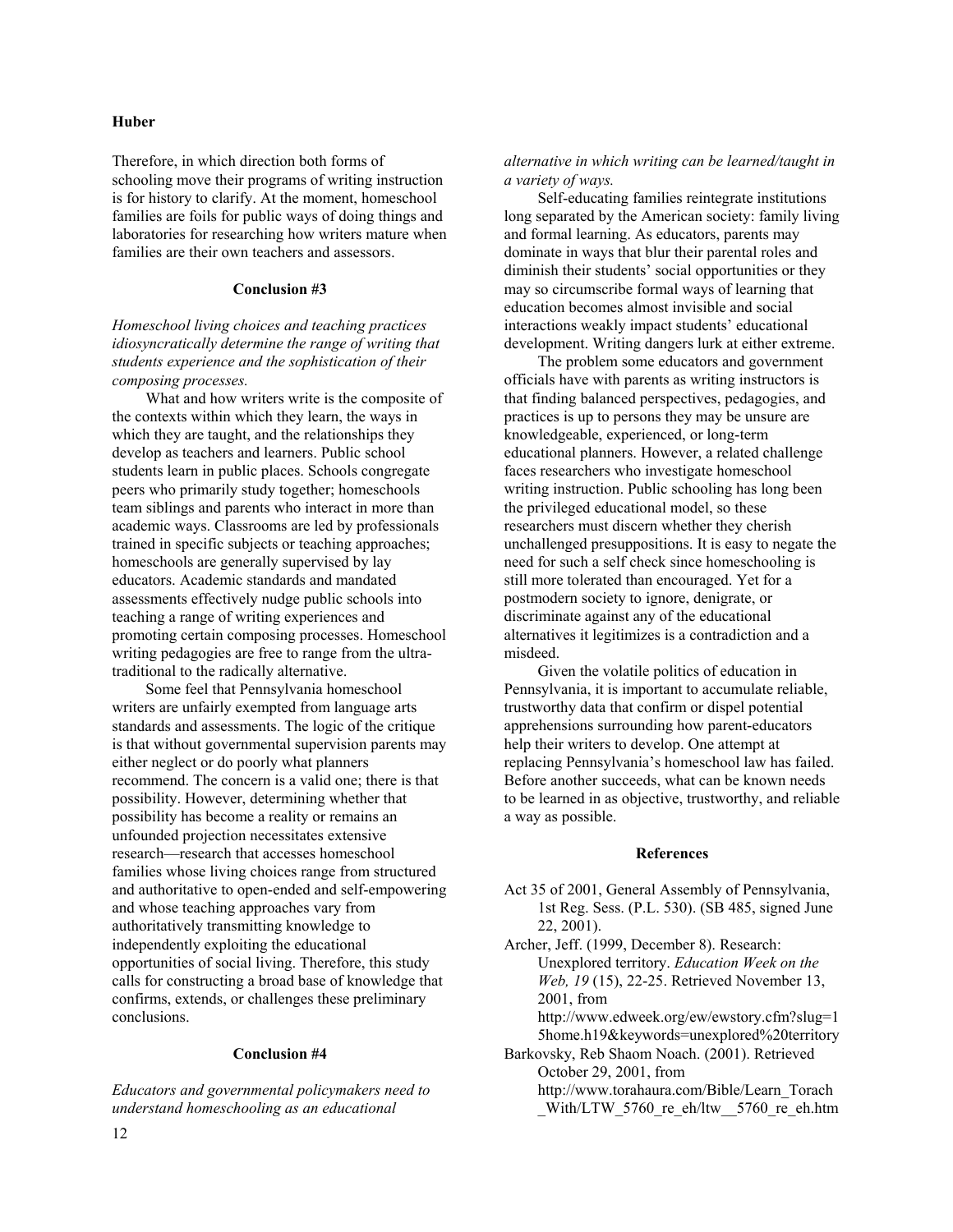Therefore, in which direction both forms of schooling move their programs of writing instruction is for history to clarify. At the moment, homeschool families are foils for public ways of doing things and laboratories for researching how writers mature when families are their own teachers and assessors.

### Conclusion #3

*Homeschool living choices and teaching practices idiosyncratically determine the range of writing that students experience and the sophistication of their composing processes.*

What and how writers write is the composite of the contexts within which they learn, the ways in which they are taught, and the relationships they develop as teachers and learners. Public school students learn in public places. Schools congregate peers who primarily study together; homeschools team siblings and parents who interact in more than academic ways. Classrooms are led by professionals trained in specific subjects or teaching approaches; homeschools are generally supervised by lay educators. Academic standards and mandated assessments effectively nudge public schools into teaching a range of writing experiences and promoting certain composing processes. Homeschool writing pedagogies are free to range from the ultra-traditional to the radically alternative.

Some feel that Pennsylvania homeschool writers are unfairly exempted from language arts standards and assessments. The logic of the critique is that without governmental supervision parents may either neglect or do poorly what planners recommend. The concern is a valid one; there is that possibility. However, determining whether that possibility has become a reality or remains an unfounded projection necessitates extensive research—research that accesses homeschool families whose living choices range from structured and authoritative to open-ended and self-empowering and whose teaching approaches vary from authoritatively transmitting knowledge to independently exploiting the educational opportunities of social living. Therefore, this study calls for constructing a broad base of knowledge that confirms, extends, or challenges these preliminary conclusions.

### Conclusion #4

*Educators and governmental policymakers need to understand homeschooling as an educational alternative in which writing can be learned/taught in a variety of ways.*

Self-educating families reintegrate institutions long separated by the American society: family living and formal learning. As educators, parents may dominate in ways that blur their parental roles and diminish their students' social opportunities or they may so circumscribe formal ways of learning that education becomes almost invisible and social interactions weakly impact students' educational development. Writing dangers lurk at either extreme.

The problem some educators and government officials have with parents as writing instructors is that finding balanced perspectives, pedagogies, and practices is up to persons they may be unsure are knowledgeable, experienced, or long-term educational planners. However, a related challenge faces researchers who investigate homeschool writing instruction. Public schooling has long been the privileged educational model, so these researchers must discern whether they cherish unchallenged presuppositions. It is easy to negate the need for such a self check since homeschooling is still more tolerated than encouraged. Yet for a postmodern society to ignore, denigrate, or discriminate against any of the educational alternatives it legitimizes is a contradiction and a misdeed.

Given the volatile politics of education in Pennsylvania, it is important to accumulate reliable, trustworthy data that confirm or dispel potential apprehensions surrounding how parent-educators help their writers to develop. One attempt at replacing Pennsylvania's homeschool law has failed. Before another succeeds, what can be known needs to be learned in as objective, trustworthy, and reliable a way as possible.

### References

Act 35 of 2001, General Assembly of Pennsylvania, 1st Reg. Sess. (P.L. 530). (SB 485, signed June 22, 2001).

Archer, Jeff. (1999, December 8). Research: Unexplored territory. *Education Week on the Web, 19* (15), 22-25. Retrieved November 13, 2001, from http://www.edweek.org/ew/ewstory.cfm?slug=15home.h19&keywords=unexplored%20territory

Barkovsky, Reb Shaom Noach. (2001). Retrieved October 29, 2001, from http://www.torahaura.com/Bible/Learn_Torach_With/LTW_5760_re_eh/ltw__5760_re_eh.htm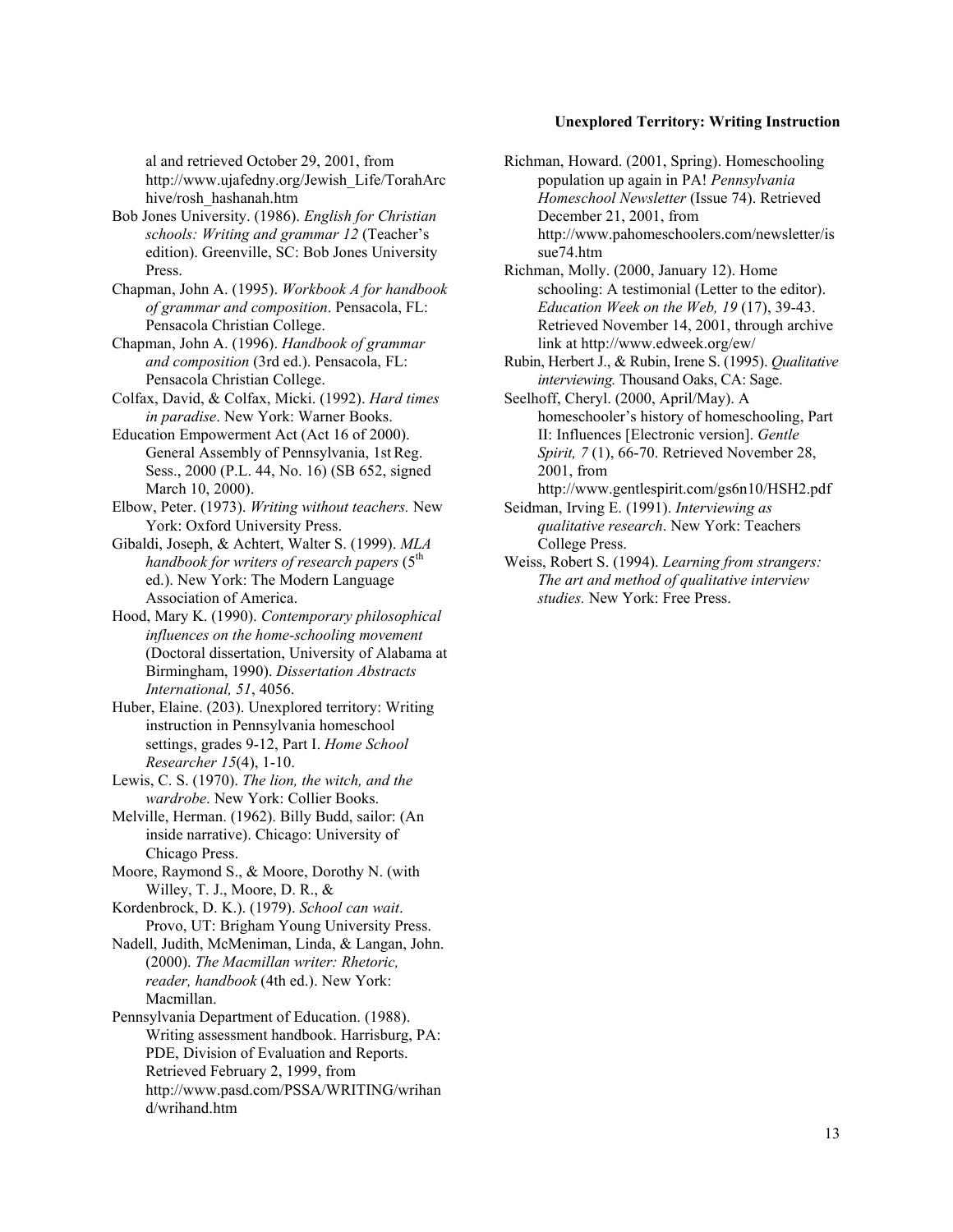al and retrieved October 29, 2001, from http://www.ujafedny.org/Jewish_Life/TorahArchive/rosh_hashanah.htm

Bob Jones University. (1986). *English for Christian schools: Writing and grammar 12* (Teacher's edition). Greenville, SC: Bob Jones University Press.

Chapman, John A. (1995). *Workbook A for handbook of grammar and composition*. Pensacola, FL: Pensacola Christian College.

Chapman, John A. (1996). *Handbook of grammar and composition* (3rd ed.). Pensacola, FL: Pensacola Christian College.

Colfax, David, & Colfax, Micki. (1992). *Hard times in paradise*. New York: Warner Books.

Education Empowerment Act (Act 16 of 2000). General Assembly of Pennsylvania, 1st Reg. Sess., 2000 (P.L. 44, No. 16) (SB 652, signed March 10, 2000).

Elbow, Peter. (1973). *Writing without teachers.* New York: Oxford University Press.

Gibaldi, Joseph, & Achtert, Walter S. (1999). *MLA handbook for writers of research papers* (5th ed.). New York: The Modern Language Association of America.

Hood, Mary K. (1990). *Contemporary philosophical influences on the home-schooling movement* (Doctoral dissertation, University of Alabama at Birmingham, 1990). *Dissertation Abstracts International, 51*, 4056.

Huber, Elaine. (203). Unexplored territory: Writing instruction in Pennsylvania homeschool settings, grades 9-12, Part I. *Home School Researcher 15*(4), 1-10.

Lewis, C. S. (1970). *The lion, the witch, and the wardrobe*. New York: Collier Books.

Melville, Herman. (1962). Billy Budd, sailor: (An inside narrative). Chicago: University of Chicago Press.

Moore, Raymond S., & Moore, Dorothy N. (with Willey, T. J., Moore, D. R., &

Kordenbrock, D. K.). (1979). *School can wait*. Provo, UT: Brigham Young University Press.

Nadell, Judith, McMeniman, Linda, & Langan, John. (2000). *The Macmillan writer: Rhetoric, reader, handbook* (4th ed.). New York: Macmillan.

Pennsylvania Department of Education. (1988). Writing assessment handbook. Harrisburg, PA: PDE, Division of Evaluation and Reports. Retrieved February 2, 1999, from http://www.pasd.com/PSSA/WRITING/wrihand/wrihand.htm

Richman, Howard. (2001, Spring). Homeschooling population up again in PA! *Pennsylvania Homeschool Newsletter* (Issue 74). Retrieved December 21, 2001, from http://www.pahomeschoolers.com/newsletter/issue74.htm

Richman, Molly. (2000, January 12). Home schooling: A testimonial (Letter to the editor). *Education Week on the Web, 19* (17), 39-43. Retrieved November 14, 2001, through archive link at http://www.edweek.org/ew/

Rubin, Herbert J., & Rubin, Irene S. (1995). *Qualitative interviewing.* Thousand Oaks, CA: Sage.

Seelhoff, Cheryl. (2000, April/May). A homeschooler's history of homeschooling, Part II: Influences [Electronic version]. *Gentle Spirit, 7* (1), 66-70. Retrieved November 28, 2001, from http://www.gentlespirit.com/gs6n10/HSH2.pdf

Seidman, Irving E. (1991). *Interviewing as qualitative research*. New York: Teachers College Press.

Weiss, Robert S. (1994). *Learning from strangers: The art and method of qualitative interview studies.* New York: Free Press.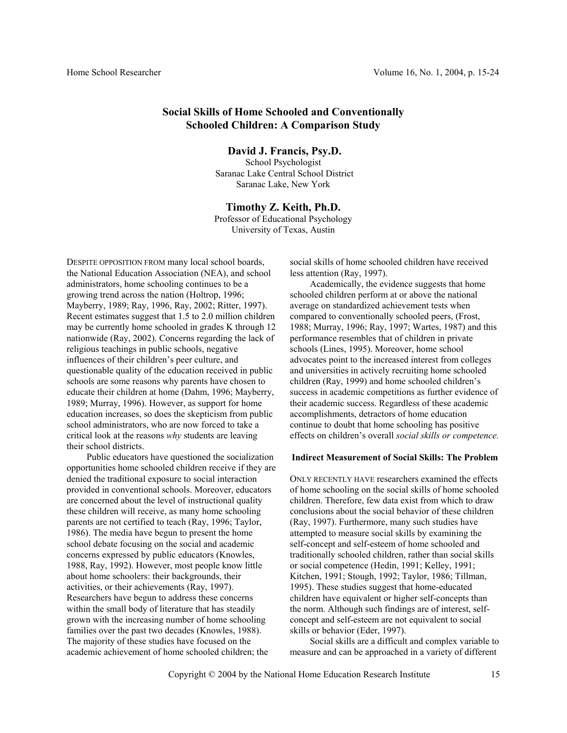# Social Skills of Home Schooled and Conventionally Schooled Children: A Comparison Study

**David J. Francis, Psy.D.**
School Psychologist
Saranac Lake Central School District
Saranac Lake, New York

**Timothy Z. Keith, Ph.D.**
Professor of Educational Psychology
University of Texas, Austin

DESPITE OPPOSITION FROM many local school boards, the National Education Association (NEA), and school administrators, home schooling continues to be a growing trend across the nation (Holtrop, 1996; Mayberry, 1989; Ray, 1996, Ray, 2002; Ritter, 1997). Recent estimates suggest that 1.5 to 2.0 million children may be currently home schooled in grades K through 12 nationwide (Ray, 2002). Concerns regarding the lack of religious teachings in public schools, negative influences of their children's peer culture, and questionable quality of the education received in public schools are some reasons why parents have chosen to educate their children at home (Dahm, 1996; Mayberry, 1989; Murray, 1996). However, as support for home education increases, so does the skepticism from public school administrators, who are now forced to take a critical look at the reasons *why* students are leaving their school districts.

Public educators have questioned the socialization opportunities home schooled children receive if they are denied the traditional exposure to social interaction provided in conventional schools. Moreover, educators are concerned about the level of instructional quality these children will receive, as many home schooling parents are not certified to teach (Ray, 1996; Taylor, 1986). The media have begun to present the home school debate focusing on the social and academic concerns expressed by public educators (Knowles, 1988, Ray, 1992). However, most people know little about home schoolers: their backgrounds, their activities, or their achievements (Ray, 1997). Researchers have begun to address these concerns within the small body of literature that has steadily grown with the increasing number of home schooling families over the past two decades (Knowles, 1988). The majority of these studies have focused on the academic achievement of home schooled children; the social skills of home schooled children have received less attention (Ray, 1997).

Academically, the evidence suggests that home schooled children perform at or above the national average on standardized achievement tests when compared to conventionally schooled peers, (Frost, 1988; Murray, 1996; Ray, 1997; Wartes, 1987) and this performance resembles that of children in private schools (Lines, 1995). Moreover, home school advocates point to the increased interest from colleges and universities in actively recruiting home schooled children (Ray, 1999) and home schooled children's success in academic competitions as further evidence of their academic success. Regardless of these academic accomplishments, detractors of home education continue to doubt that home schooling has positive effects on children's overall *social skills or competence.*

## Indirect Measurement of Social Skills: The Problem

ONLY RECENTLY HAVE researchers examined the effects of home schooling on the social skills of home schooled children. Therefore, few data exist from which to draw conclusions about the social behavior of these children (Ray, 1997). Furthermore, many such studies have attempted to measure social skills by examining the self-concept and self-esteem of home schooled and traditionally schooled children, rather than social skills or social competence (Hedin, 1991; Kelley, 1991; Kitchen, 1991; Stough, 1992; Taylor, 1986; Tillman, 1995). These studies suggest that home-educated children have equivalent or higher self-concepts than the norm. Although such findings are of interest, self-concept and self-esteem are not equivalent to social skills or behavior (Eder, 1997).

Social skills are a difficult and complex variable to measure and can be approached in a variety of different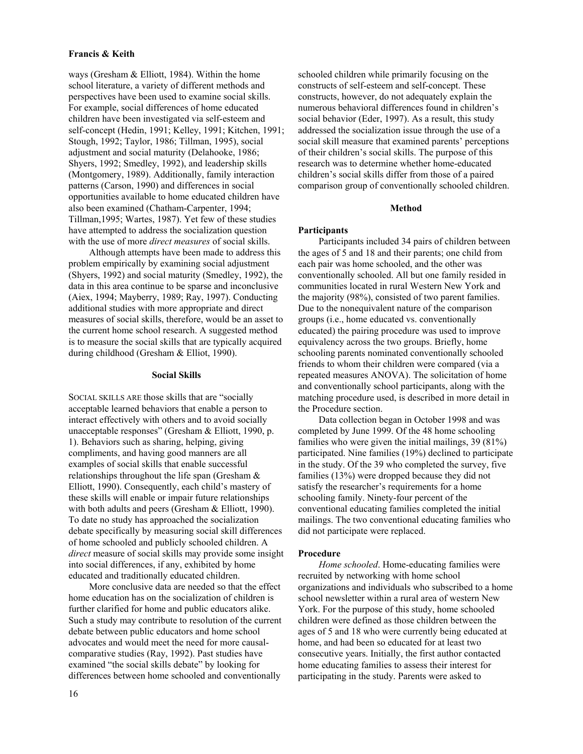ways (Gresham & Elliott, 1984). Within the home school literature, a variety of different methods and perspectives have been used to examine social skills. For example, social differences of home educated children have been investigated via self-esteem and self-concept (Hedin, 1991; Kelley, 1991; Kitchen, 1991; Stough, 1992; Taylor, 1986; Tillman, 1995), social adjustment and social maturity (Delahooke, 1986; Shyers, 1992; Smedley, 1992), and leadership skills (Montgomery, 1989). Additionally, family interaction patterns (Carson, 1990) and differences in social opportunities available to home educated children have also been examined (Chatham-Carpenter, 1994; Tillman,1995; Wartes, 1987). Yet few of these studies have attempted to address the socialization question with the use of more *direct measures* of social skills.

Although attempts have been made to address this problem empirically by examining social adjustment (Shyers, 1992) and social maturity (Smedley, 1992), the data in this area continue to be sparse and inconclusive (Aiex, 1994; Mayberry, 1989; Ray, 1997). Conducting additional studies with more appropriate and direct measures of social skills, therefore, would be an asset to the current home school research. A suggested method is to measure the social skills that are typically acquired during childhood (Gresham & Elliot, 1990).

## Social Skills

SOCIAL SKILLS ARE those skills that are "socially acceptable learned behaviors that enable a person to interact effectively with others and to avoid socially unacceptable responses" (Gresham & Elliott, 1990, p. 1). Behaviors such as sharing, helping, giving compliments, and having good manners are all examples of social skills that enable successful relationships throughout the life span (Gresham & Elliott, 1990). Consequently, each child's mastery of these skills will enable or impair future relationships with both adults and peers (Gresham & Elliott, 1990). To date no study has approached the socialization debate specifically by measuring social skill differences of home schooled and publicly schooled children. A *direct* measure of social skills may provide some insight into social differences, if any, exhibited by home educated and traditionally educated children.

More conclusive data are needed so that the effect home education has on the socialization of children is further clarified for home and public educators alike. Such a study may contribute to resolution of the current debate between public educators and home school advocates and would meet the need for more causal-comparative studies (Ray, 1992). Past studies have examined "the social skills debate" by looking for differences between home schooled and conventionally schooled children while primarily focusing on the constructs of self-esteem and self-concept. These constructs, however, do not adequately explain the numerous behavioral differences found in children's social behavior (Eder, 1997). As a result, this study addressed the socialization issue through the use of a social skill measure that examined parents' perceptions of their children's social skills. The purpose of this research was to determine whether home-educated children's social skills differ from those of a paired comparison group of conventionally schooled children.

## Method

### Participants

Participants included 34 pairs of children between the ages of 5 and 18 and their parents; one child from each pair was home schooled, and the other was conventionally schooled. All but one family resided in communities located in rural Western New York and the majority (98%), consisted of two parent families. Due to the nonequivalent nature of the comparison groups (i.e., home educated vs. conventionally educated) the pairing procedure was used to improve equivalency across the two groups. Briefly, home schooling parents nominated conventionally schooled friends to whom their children were compared (via a repeated measures ANOVA). The solicitation of home and conventionally school participants, along with the matching procedure used, is described in more detail in the Procedure section.

Data collection began in October 1998 and was completed by June 1999. Of the 48 home schooling families who were given the initial mailings, 39 (81%) participated. Nine families (19%) declined to participate in the study. Of the 39 who completed the survey, five families (13%) were dropped because they did not satisfy the researcher's requirements for a home schooling family. Ninety-four percent of the conventional educating families completed the initial mailings. The two conventional educating families who did not participate were replaced.

### Procedure

*Home schooled*. Home-educating families were recruited by networking with home school organizations and individuals who subscribed to a home school newsletter within a rural area of western New York. For the purpose of this study, home schooled children were defined as those children between the ages of 5 and 18 who were currently being educated at home, and had been so educated for at least two consecutive years. Initially, the first author contacted home educating families to assess their interest for participating in the study. Parents were asked to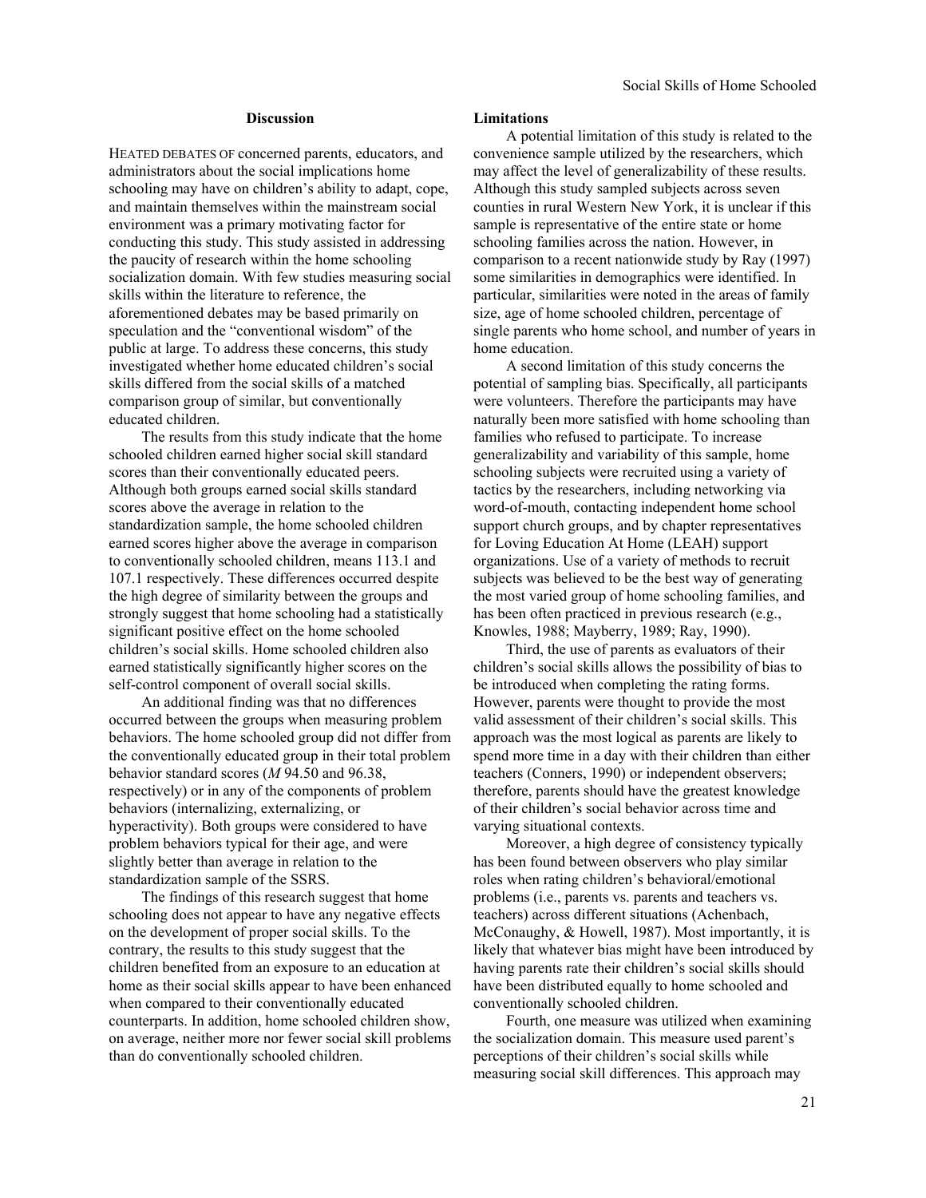## Discussion

HEATED DEBATES OF concerned parents, educators, and administrators about the social implications home schooling may have on children's ability to adapt, cope, and maintain themselves within the mainstream social environment was a primary motivating factor for conducting this study. This study assisted in addressing the paucity of research within the home schooling socialization domain. With few studies measuring social skills within the literature to reference, the aforementioned debates may be based primarily on speculation and the "conventional wisdom" of the public at large. To address these concerns, this study investigated whether home educated children's social skills differed from the social skills of a matched comparison group of similar, but conventionally educated children.

The results from this study indicate that the home schooled children earned higher social skill standard scores than their conventionally educated peers. Although both groups earned social skills standard scores above the average in relation to the standardization sample, the home schooled children earned scores higher above the average in comparison to conventionally schooled children, means 113.1 and 107.1 respectively. These differences occurred despite the high degree of similarity between the groups and strongly suggest that home schooling had a statistically significant positive effect on the home schooled children's social skills. Home schooled children also earned statistically significantly higher scores on the self-control component of overall social skills.

An additional finding was that no differences occurred between the groups when measuring problem behaviors. The home schooled group did not differ from the conventionally educated group in their total problem behavior standard scores (*M* 94.50 and 96.38, respectively) or in any of the components of problem behaviors (internalizing, externalizing, or hyperactivity). Both groups were considered to have problem behaviors typical for their age, and were slightly better than average in relation to the standardization sample of the SSRS.

The findings of this research suggest that home schooling does not appear to have any negative effects on the development of proper social skills. To the contrary, the results to this study suggest that the children benefited from an exposure to an education at home as their social skills appear to have been enhanced when compared to their conventionally educated counterparts. In addition, home schooled children show, on average, neither more nor fewer social skill problems than do conventionally schooled children.

### Limitations

A potential limitation of this study is related to the convenience sample utilized by the researchers, which may affect the level of generalizability of these results. Although this study sampled subjects across seven counties in rural Western New York, it is unclear if this sample is representative of the entire state or home schooling families across the nation. However, in comparison to a recent nationwide study by Ray (1997) some similarities in demographics were identified. In particular, similarities were noted in the areas of family size, age of home schooled children, percentage of single parents who home school, and number of years in home education.

A second limitation of this study concerns the potential of sampling bias. Specifically, all participants were volunteers. Therefore the participants may have naturally been more satisfied with home schooling than families who refused to participate. To increase generalizability and variability of this sample, home schooling subjects were recruited using a variety of tactics by the researchers, including networking via word-of-mouth, contacting independent home school support church groups, and by chapter representatives for Loving Education At Home (LEAH) support organizations. Use of a variety of methods to recruit subjects was believed to be the best way of generating the most varied group of home schooling families, and has been often practiced in previous research (e.g., Knowles, 1988; Mayberry, 1989; Ray, 1990).

Third, the use of parents as evaluators of their children's social skills allows the possibility of bias to be introduced when completing the rating forms. However, parents were thought to provide the most valid assessment of their children's social skills. This approach was the most logical as parents are likely to spend more time in a day with their children than either teachers (Conners, 1990) or independent observers; therefore, parents should have the greatest knowledge of their children's social behavior across time and varying situational contexts.

Moreover, a high degree of consistency typically has been found between observers who play similar roles when rating children's behavioral/emotional problems (i.e., parents vs. parents and teachers vs. teachers) across different situations (Achenbach, McConaughy, & Howell, 1987). Most importantly, it is likely that whatever bias might have been introduced by having parents rate their children's social skills should have been distributed equally to home schooled and conventionally schooled children.

Fourth, one measure was utilized when examining the socialization domain. This measure used parent's perceptions of their children's social skills while measuring social skill differences. This approach may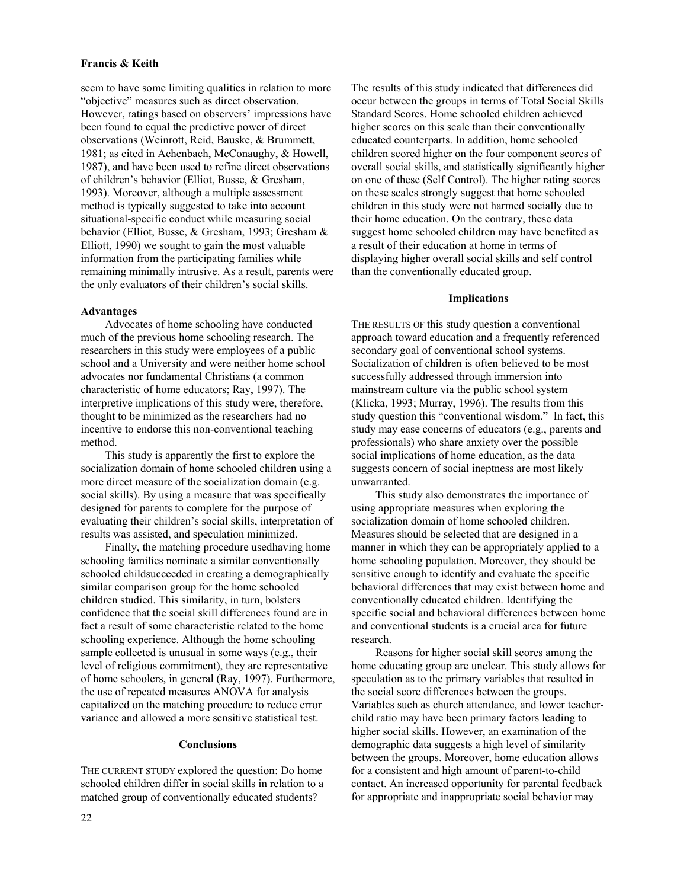seem to have some limiting qualities in relation to more "objective" measures such as direct observation. However, ratings based on observers' impressions have been found to equal the predictive power of direct observations (Weinrott, Reid, Bauske, & Brummett, 1981; as cited in Achenbach, McConaughy, & Howell, 1987), and have been used to refine direct observations of children's behavior (Elliot, Busse, & Gresham, 1993). Moreover, although a multiple assessment method is typically suggested to take into account situational-specific conduct while measuring social behavior (Elliot, Busse, & Gresham, 1993; Gresham & Elliott, 1990) we sought to gain the most valuable information from the participating families while remaining minimally intrusive. As a result, parents were the only evaluators of their children's social skills.

### Advantages

Advocates of home schooling have conducted much of the previous home schooling research. The researchers in this study were employees of a public school and a University and were neither home school advocates nor fundamental Christians (a common characteristic of home educators; Ray, 1997). The interpretive implications of this study were, therefore, thought to be minimized as the researchers had no incentive to endorse this non-conventional teaching method.

This study is apparently the first to explore the socialization domain of home schooled children using a more direct measure of the socialization domain (e.g. social skills). By using a measure that was specifically designed for parents to complete for the purpose of evaluating their children's social skills, interpretation of results was assisted, and speculation minimized.

Finally, the matching procedure usedhaving home schooling families nominate a similar conventionally schooled childsucceeded in creating a demographically similar comparison group for the home schooled children studied. This similarity, in turn, bolsters confidence that the social skill differences found are in fact a result of some characteristic related to the home schooling experience. Although the home schooling sample collected is unusual in some ways (e.g., their level of religious commitment), they are representative of home schoolers, in general (Ray, 1997). Furthermore, the use of repeated measures ANOVA for analysis capitalized on the matching procedure to reduce error variance and allowed a more sensitive statistical test.

## Conclusions

THE CURRENT STUDY explored the question: Do home schooled children differ in social skills in relation to a matched group of conventionally educated students? The results of this study indicated that differences did occur between the groups in terms of Total Social Skills Standard Scores. Home schooled children achieved higher scores on this scale than their conventionally educated counterparts. In addition, home schooled children scored higher on the four component scores of overall social skills, and statistically significantly higher on one of these (Self Control). The higher rating scores on these scales strongly suggest that home schooled children in this study were not harmed socially due to their home education. On the contrary, these data suggest home schooled children may have benefited as a result of their education at home in terms of displaying higher overall social skills and self control than the conventionally educated group.

## Implications

THE RESULTS OF this study question a conventional approach toward education and a frequently referenced secondary goal of conventional school systems. Socialization of children is often believed to be most successfully addressed through immersion into mainstream culture via the public school system (Klicka, 1993; Murray, 1996). The results from this study question this "conventional wisdom." In fact, this study may ease concerns of educators (e.g., parents and professionals) who share anxiety over the possible social implications of home education, as the data suggests concern of social ineptness are most likely unwarranted.

This study also demonstrates the importance of using appropriate measures when exploring the socialization domain of home schooled children. Measures should be selected that are designed in a manner in which they can be appropriately applied to a home schooling population. Moreover, they should be sensitive enough to identify and evaluate the specific behavioral differences that may exist between home and conventionally educated children. Identifying the specific social and behavioral differences between home and conventional students is a crucial area for future research.

Reasons for higher social skill scores among the home educating group are unclear. This study allows for speculation as to the primary variables that resulted in the social score differences between the groups. Variables such as church attendance, and lower teacher-child ratio may have been primary factors leading to higher social skills. However, an examination of the demographic data suggests a high level of similarity between the groups. Moreover, home education allows for a consistent and high amount of parent-to-child contact. An increased opportunity for parental feedback for appropriate and inappropriate social behavior may